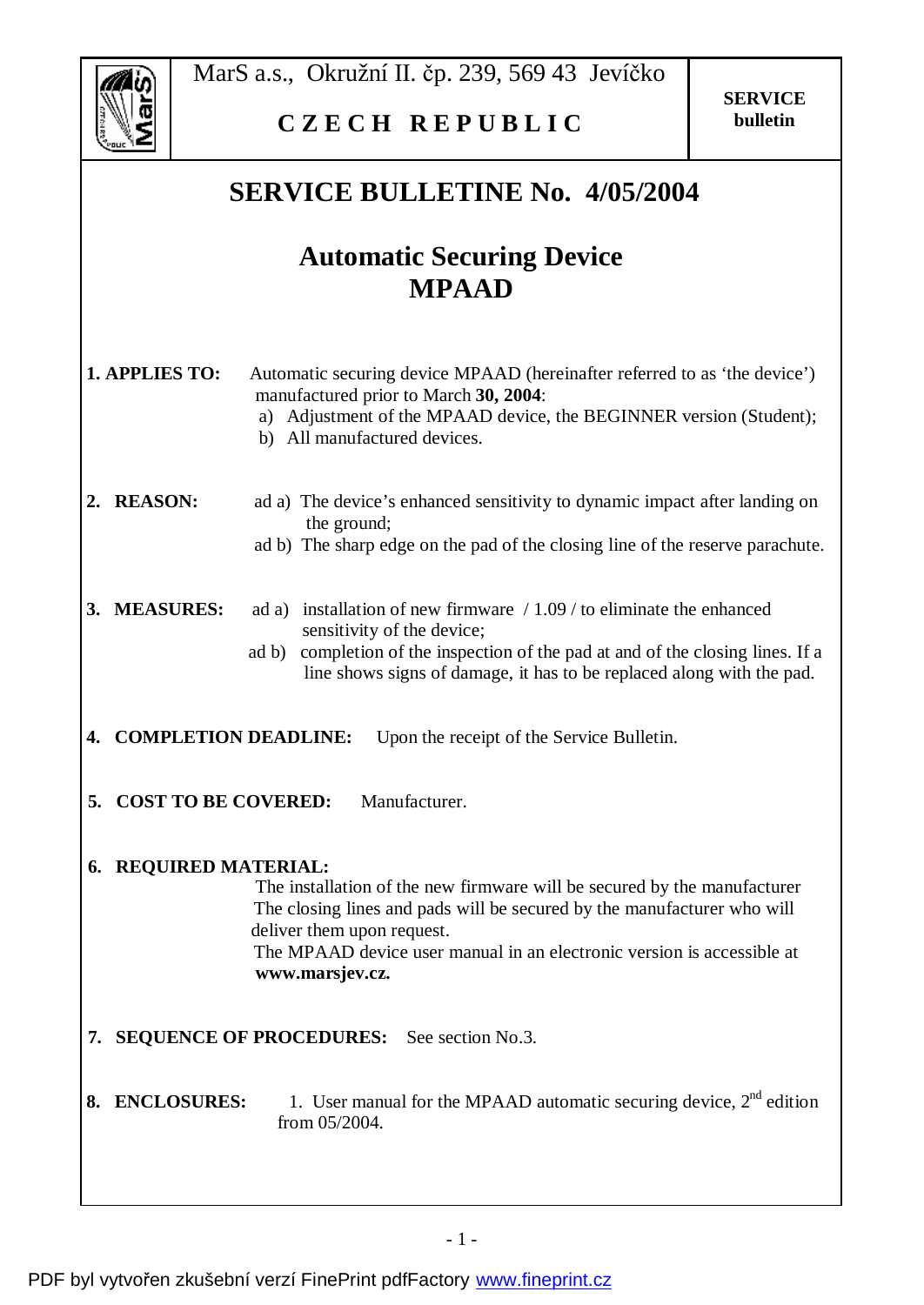MarS a.s., Okružní II. čp. 239, 569 43 Jevíčko

**CZECH REPUBLIC**

**SERVICE bulletin**

# SERVICE BULLETINE No. 4/05/2004

## Automatic Securing Device MPAAD

**1. APPLIES TO:** Automatic securing device MPAAD (hereinafter referred to as 'the device') manufactured prior to March **30, 2004**:

a) Adjustment of the MPAAD device, the BEGINNER version (Student);
b) All manufactured devices.

**2. REASON:** ad a) The device's enhanced sensitivity to dynamic impact after landing on the ground;
ad b) The sharp edge on the pad of the closing line of the reserve parachute.

**3. MEASURES:** ad a) installation of new firmware / 1.09 / to eliminate the enhanced sensitivity of the device;
ad b) completion of the inspection of the pad at and of the closing lines. If a line shows signs of damage, it has to be replaced along with the pad.

**4. COMPLETION DEADLINE:** Upon the receipt of the Service Bulletin.

**5. COST TO BE COVERED:** Manufacturer.

**6. REQUIRED MATERIAL:**
The installation of the new firmware will be secured by the manufacturer
The closing lines and pads will be secured by the manufacturer who will deliver them upon request.
The MPAAD device user manual in an electronic version is accessible at **www.marsjev.cz.**

**7. SEQUENCE OF PROCEDURES:** See section No.3.

**8. ENCLOSURES:** 1. User manual for the MPAAD automatic securing device, 2nd edition from 05/2004.

PDF byl vytvořen zkušební verzí FinePrint pdfFactory www.fineprint.cz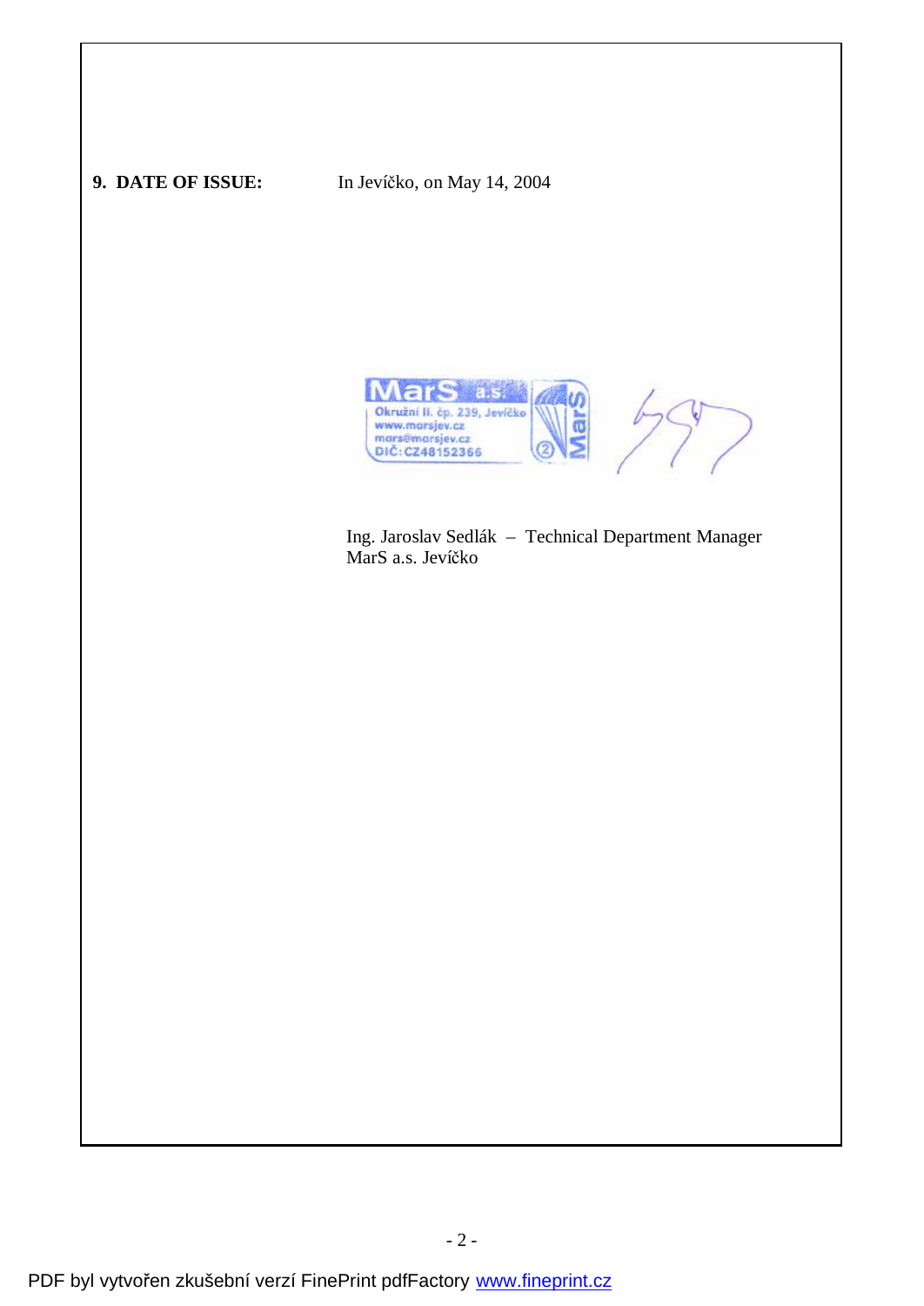**9. DATE OF ISSUE:** In Jevíčko, on May 14, 2004

Ing. Jaroslav Sedlák – Technical Department Manager
MarS a.s. Jevíčko

PDF byl vytvořen zkušební verzí FinePrint pdfFactory www.fineprint.cz